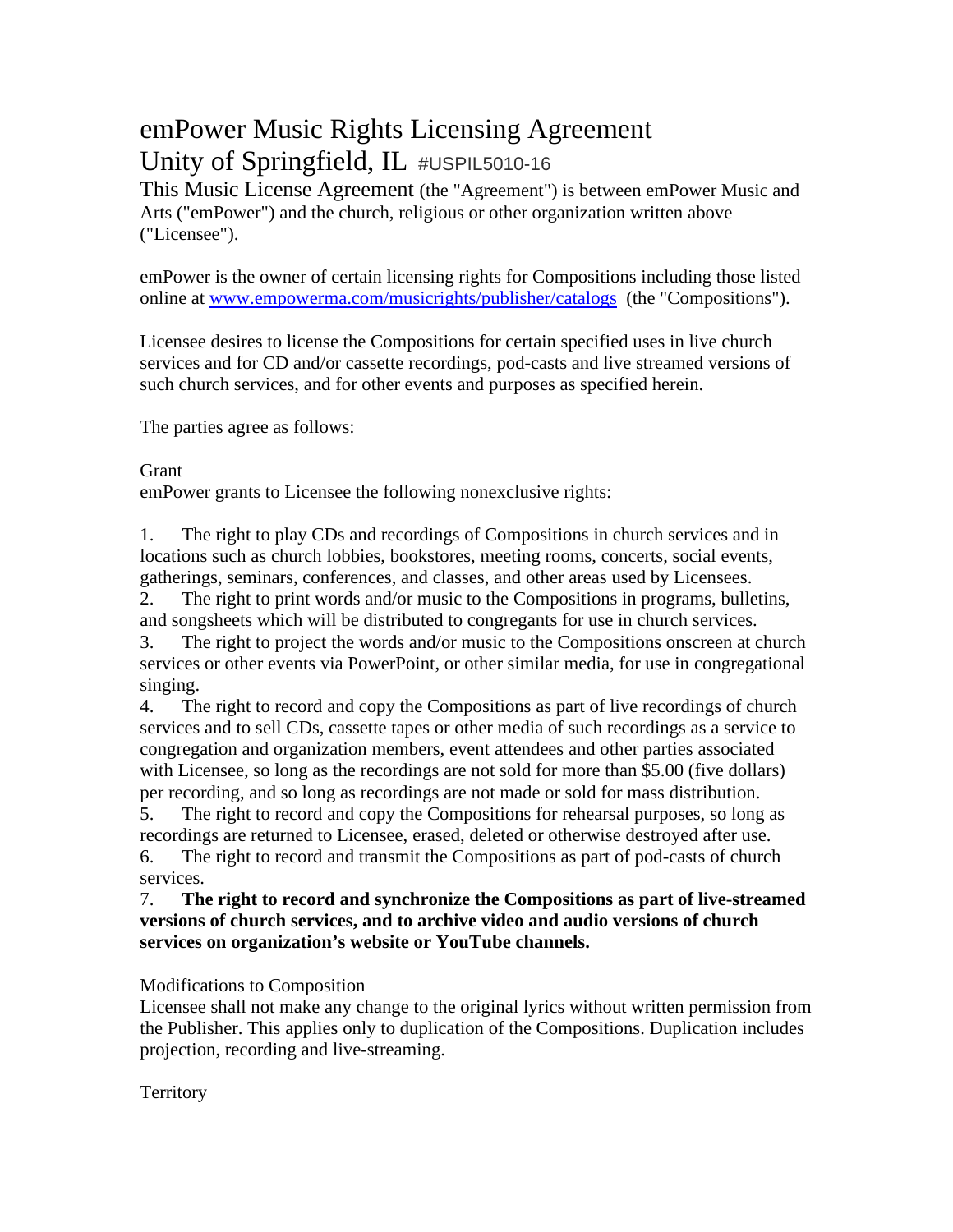# emPower Music Rights Licensing Agreement

# Unity of Springfield, IL #USPIL5010-16

This Music License Agreement (the "Agreement") is between emPower Music and Arts ("emPower") and the church, religious or other organization written above ("Licensee").

emPower is the owner of certain licensing rights for Compositions including those listed online at [www.empowerma.com/musicrights/publisher/catalogs](http://www.empowerma.com/musicrights/publisher/catalogs) (the "Compositions").

Licensee desires to license the Compositions for certain specified uses in live church services and for CD and/or cassette recordings, pod-casts and live streamed versions of such church services, and for other events and purposes as specified herein.

The parties agree as follows:

Grant

emPower grants to Licensee the following nonexclusive rights:

1. The right to play CDs and recordings of Compositions in church services and in locations such as church lobbies, bookstores, meeting rooms, concerts, social events, gatherings, seminars, conferences, and classes, and other areas used by Licensees.
2. The right to print words and/or music to the Compositions in programs, bulletins, and songsheets which will be distributed to congregants for use in church services.
3. The right to project the words and/or music to the Compositions onscreen at church services or other events via PowerPoint, or other similar media, for use in congregational singing.
4. The right to record and copy the Compositions as part of live recordings of church services and to sell CDs, cassette tapes or other media of such recordings as a service to congregation and organization members, event attendees and other parties associated with Licensee, so long as the recordings are not sold for more than $5.00 (five dollars) per recording, and so long as recordings are not made or sold for mass distribution.
5. The right to record and copy the Compositions for rehearsal purposes, so long as recordings are returned to Licensee, erased, deleted or otherwise destroyed after use.
6. The right to record and transmit the Compositions as part of pod-casts of church services.
7. **The right to record and synchronize the Compositions as part of live-streamed versions of church services, and to archive video and audio versions of church services on organization's website or YouTube channels.**

Modifications to Composition

Licensee shall not make any change to the original lyrics without written permission from the Publisher. This applies only to duplication of the Compositions. Duplication includes projection, recording and live-streaming.

Territory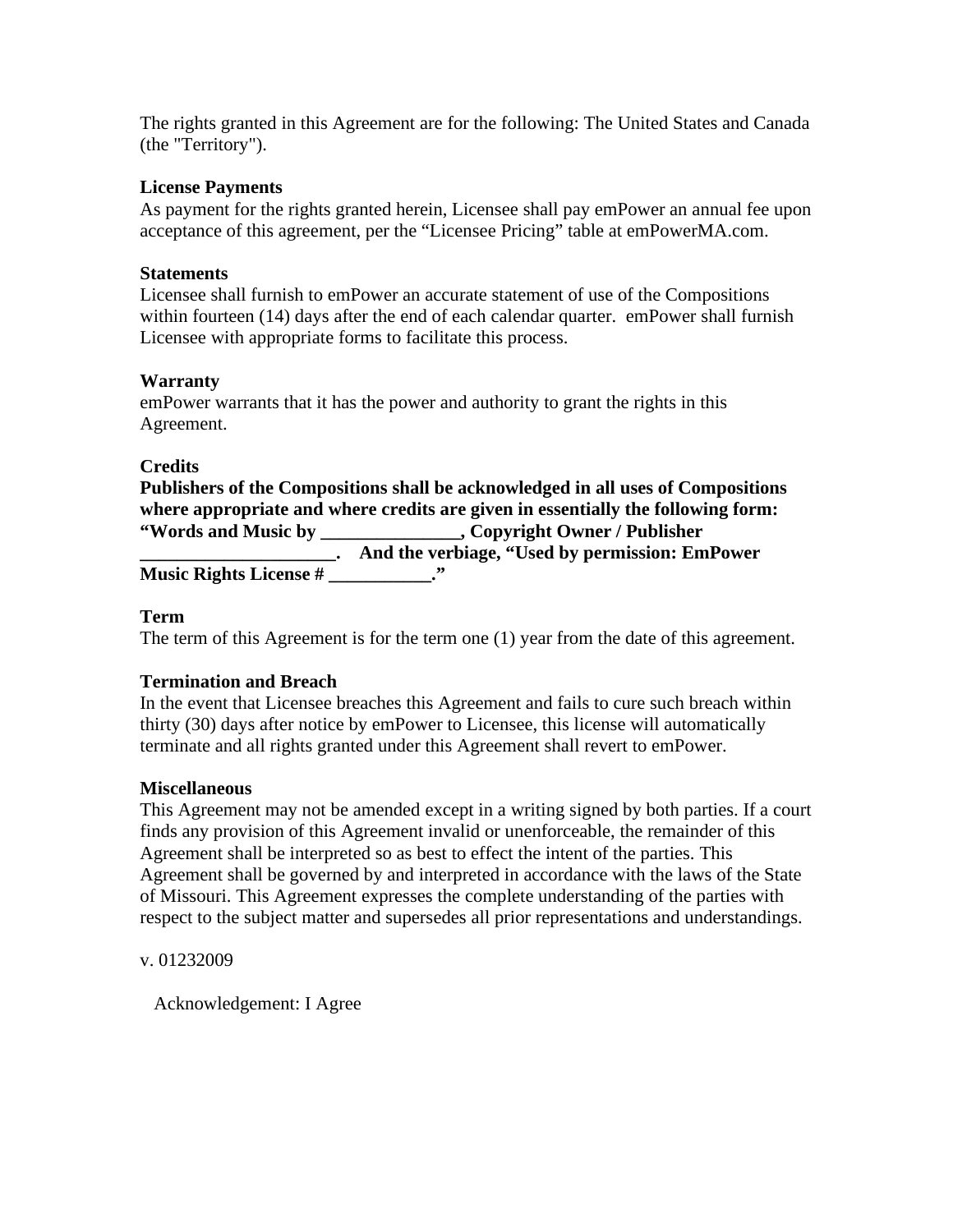The rights granted in this Agreement are for the following: The United States and Canada (the "Territory").

**License Payments**
As payment for the rights granted herein, Licensee shall pay emPower an annual fee upon acceptance of this agreement, per the "Licensee Pricing" table at emPowerMA.com.

**Statements**
Licensee shall furnish to emPower an accurate statement of use of the Compositions within fourteen (14) days after the end of each calendar quarter. emPower shall furnish Licensee with appropriate forms to facilitate this process.

**Warranty**
emPower warrants that it has the power and authority to grant the rights in this Agreement.

**Credits**
**Publishers of the Compositions shall be acknowledged in all uses of Compositions where appropriate and where credits are given in essentially the following form: "Words and Music by _______________, Copyright Owner / Publisher _____________________. And the verbiage, "Used by permission: EmPower Music Rights License # ___________."**

**Term**
The term of this Agreement is for the term one (1) year from the date of this agreement.

**Termination and Breach**
In the event that Licensee breaches this Agreement and fails to cure such breach within thirty (30) days after notice by emPower to Licensee, this license will automatically terminate and all rights granted under this Agreement shall revert to emPower.

**Miscellaneous**
This Agreement may not be amended except in a writing signed by both parties. If a court finds any provision of this Agreement invalid or unenforceable, the remainder of this Agreement shall be interpreted so as best to effect the intent of the parties. This Agreement shall be governed by and interpreted in accordance with the laws of the State of Missouri. This Agreement expresses the complete understanding of the parties with respect to the subject matter and supersedes all prior representations and understandings.

v. 01232009

Acknowledgement: I Agree